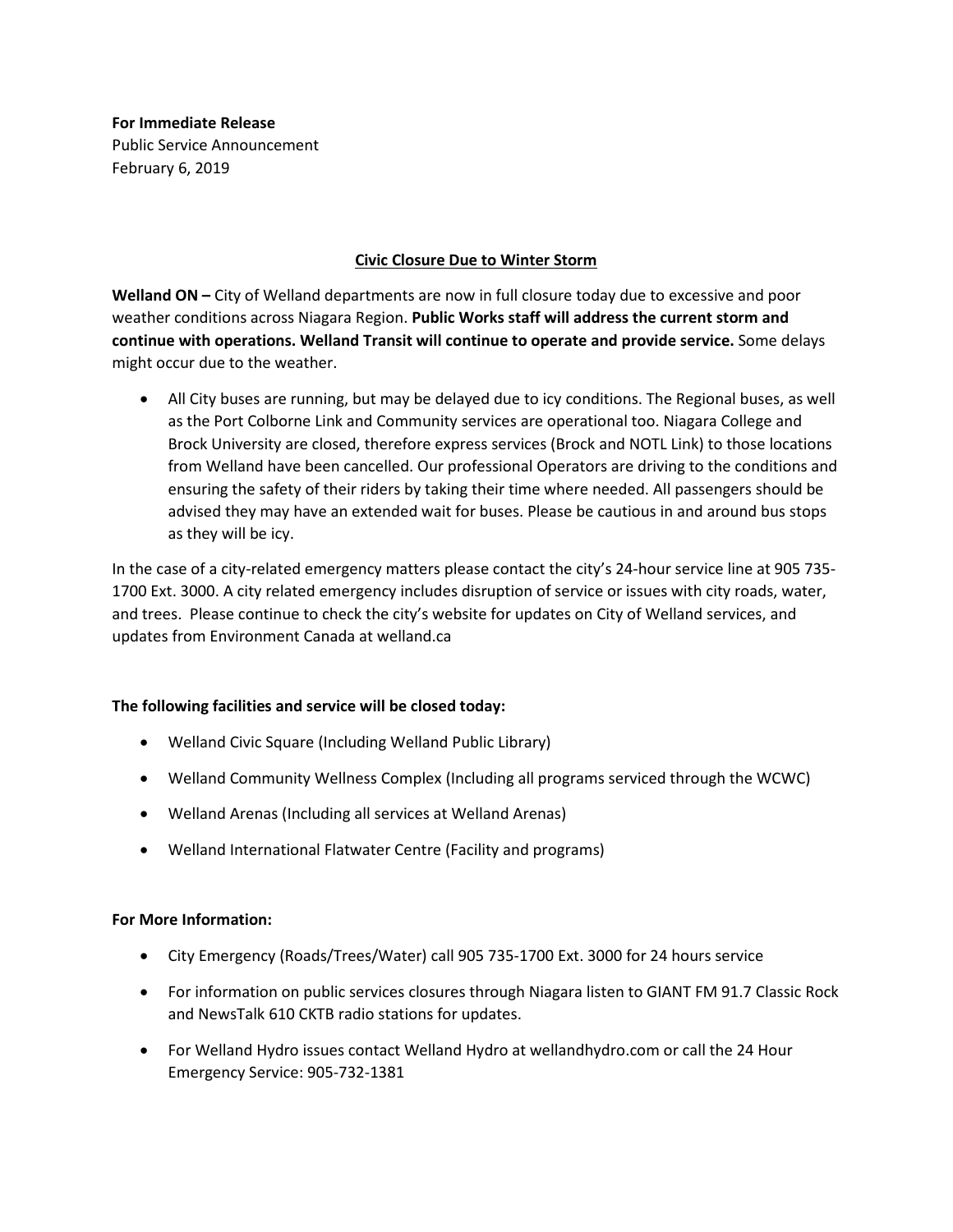**For Immediate Release**
Public Service Announcement
February 6, 2019

## Civic Closure Due to Winter Storm

**Welland ON –** City of Welland departments are now in full closure today due to excessive and poor weather conditions across Niagara Region. **Public Works staff will address the current storm and continue with operations. Welland Transit will continue to operate and provide service.** Some delays might occur due to the weather.

- All City buses are running, but may be delayed due to icy conditions. The Regional buses, as well as the Port Colborne Link and Community services are operational too. Niagara College and Brock University are closed, therefore express services (Brock and NOTL Link) to those locations from Welland have been cancelled. Our professional Operators are driving to the conditions and ensuring the safety of their riders by taking their time where needed. All passengers should be advised they may have an extended wait for buses. Please be cautious in and around bus stops as they will be icy.

In the case of a city-related emergency matters please contact the city's 24-hour service line at 905 735-1700 Ext. 3000. A city related emergency includes disruption of service or issues with city roads, water, and trees. Please continue to check the city's website for updates on City of Welland services, and updates from Environment Canada at welland.ca

**The following facilities and service will be closed today:**

- Welland Civic Square (Including Welland Public Library)
- Welland Community Wellness Complex (Including all programs serviced through the WCWC)
- Welland Arenas (Including all services at Welland Arenas)
- Welland International Flatwater Centre (Facility and programs)

**For More Information:**

- City Emergency (Roads/Trees/Water) call 905 735-1700 Ext. 3000 for 24 hours service
- For information on public services closures through Niagara listen to GIANT FM 91.7 Classic Rock and NewsTalk 610 CKTB radio stations for updates.
- For Welland Hydro issues contact Welland Hydro at wellandhydro.com or call the 24 Hour Emergency Service: 905-732-1381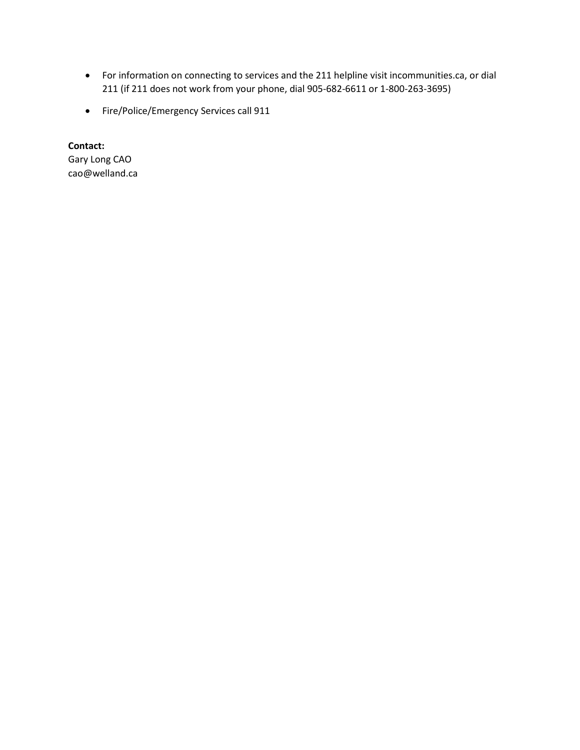- For information on connecting to services and the 211 helpline visit incommunities.ca, or dial 211 (if 211 does not work from your phone, dial 905-682-6611 or 1-800-263-3695)
- Fire/Police/Emergency Services call 911

**Contact:**
Gary Long CAO
cao@welland.ca